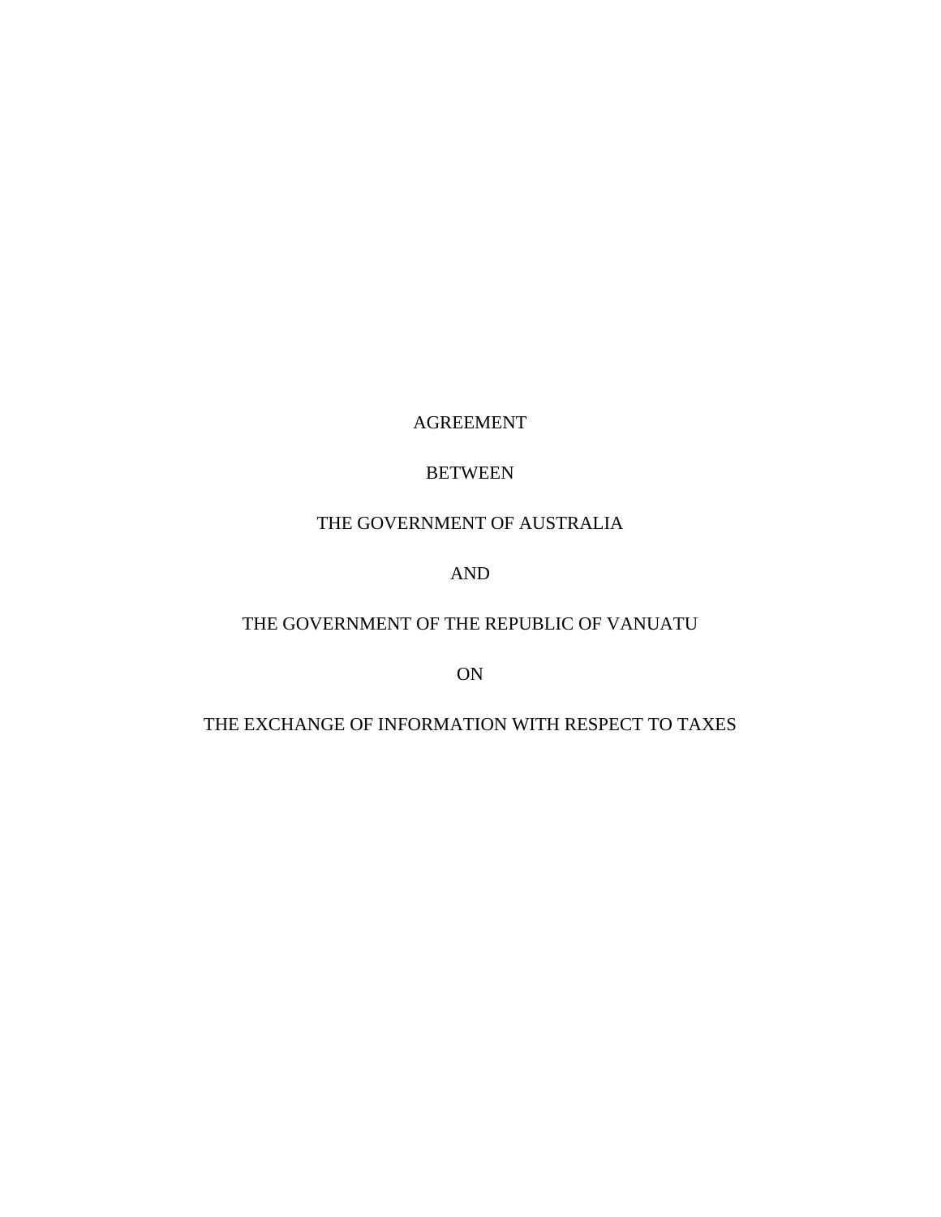# AGREEMENT

# BETWEEN

# THE GOVERNMENT OF AUSTRALIA

# AND

# THE GOVERNMENT OF THE REPUBLIC OF VANUATU

# ON

# THE EXCHANGE OF INFORMATION WITH RESPECT TO TAXES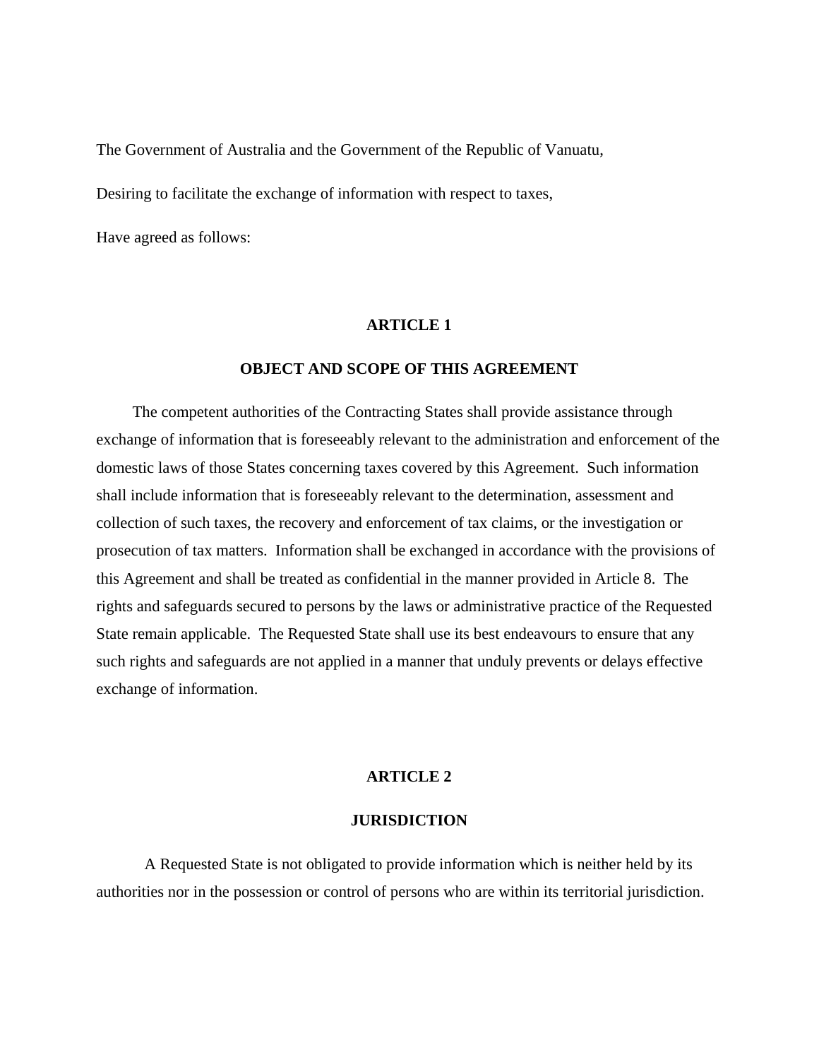The Government of Australia and the Government of the Republic of Vanuatu,

Desiring to facilitate the exchange of information with respect to taxes,

Have agreed as follows:

## ARTICLE 1

## OBJECT AND SCOPE OF THIS AGREEMENT

The competent authorities of the Contracting States shall provide assistance through exchange of information that is foreseeably relevant to the administration and enforcement of the domestic laws of those States concerning taxes covered by this Agreement. Such information shall include information that is foreseeably relevant to the determination, assessment and collection of such taxes, the recovery and enforcement of tax claims, or the investigation or prosecution of tax matters. Information shall be exchanged in accordance with the provisions of this Agreement and shall be treated as confidential in the manner provided in Article 8. The rights and safeguards secured to persons by the laws or administrative practice of the Requested State remain applicable. The Requested State shall use its best endeavours to ensure that any such rights and safeguards are not applied in a manner that unduly prevents or delays effective exchange of information.

## ARTICLE 2

## JURISDICTION

A Requested State is not obligated to provide information which is neither held by its authorities nor in the possession or control of persons who are within its territorial jurisdiction.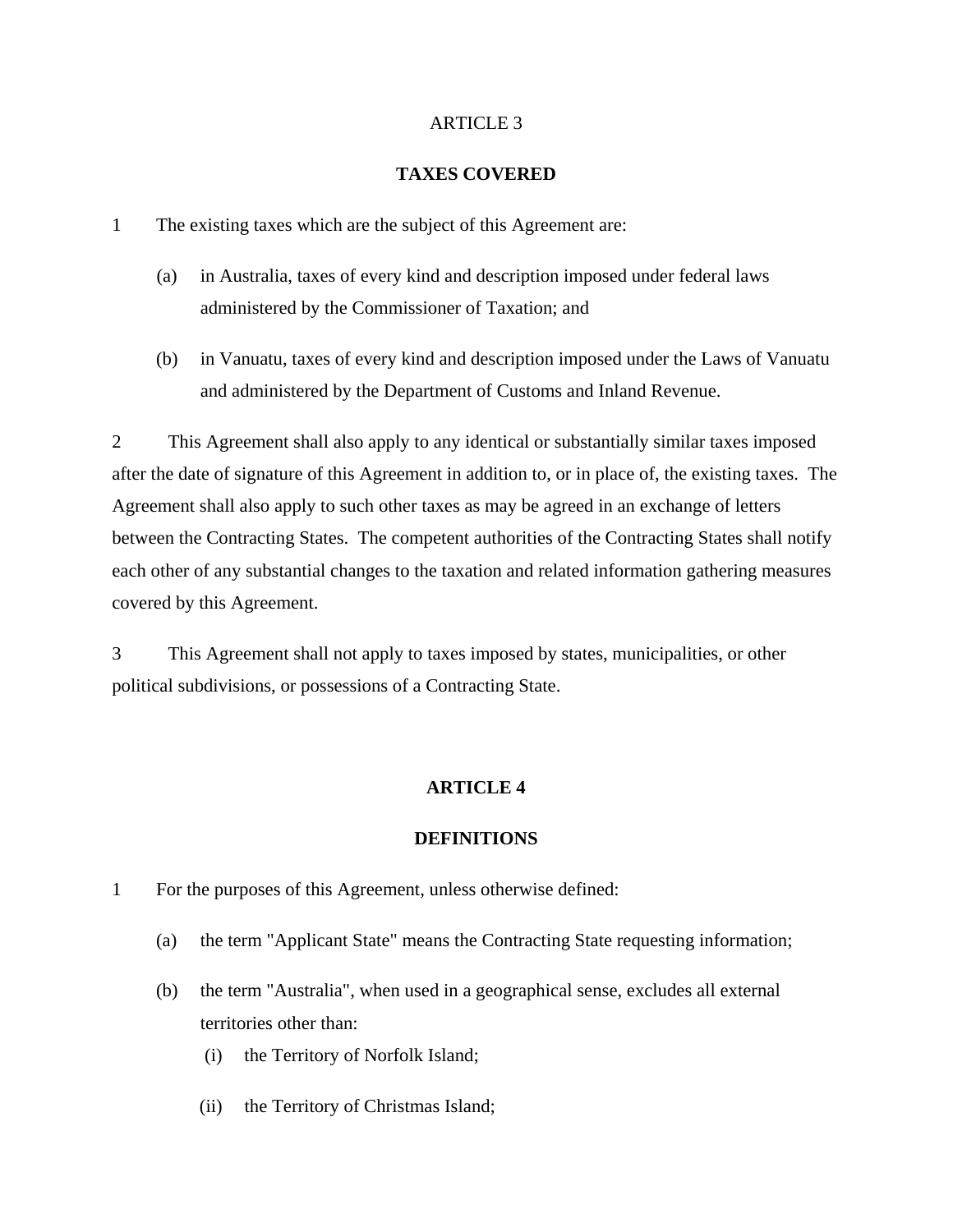ARTICLE 3

**TAXES COVERED**

1 The existing taxes which are the subject of this Agreement are:

(a) in Australia, taxes of every kind and description imposed under federal laws administered by the Commissioner of Taxation; and

(b) in Vanuatu, taxes of every kind and description imposed under the Laws of Vanuatu and administered by the Department of Customs and Inland Revenue.

2 This Agreement shall also apply to any identical or substantially similar taxes imposed after the date of signature of this Agreement in addition to, or in place of, the existing taxes. The Agreement shall also apply to such other taxes as may be agreed in an exchange of letters between the Contracting States. The competent authorities of the Contracting States shall notify each other of any substantial changes to the taxation and related information gathering measures covered by this Agreement.

3 This Agreement shall not apply to taxes imposed by states, municipalities, or other political subdivisions, or possessions of a Contracting State.

**ARTICLE 4**

**DEFINITIONS**

1 For the purposes of this Agreement, unless otherwise defined:

(a) the term "Applicant State" means the Contracting State requesting information;

(b) the term "Australia", when used in a geographical sense, excludes all external territories other than:

(i) the Territory of Norfolk Island;

(ii) the Territory of Christmas Island;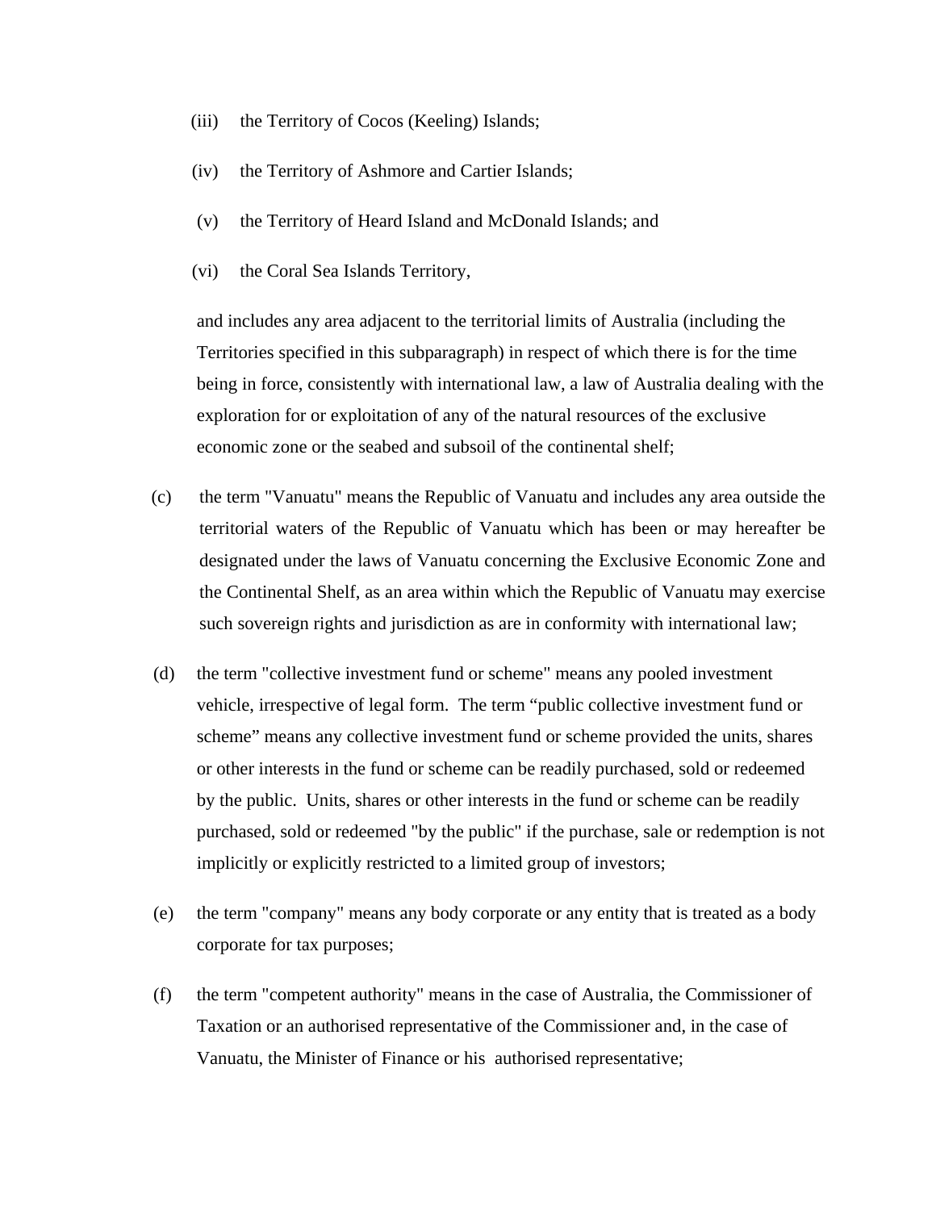(iii) the Territory of Cocos (Keeling) Islands;

(iv) the Territory of Ashmore and Cartier Islands;

(v) the Territory of Heard Island and McDonald Islands; and

(vi) the Coral Sea Islands Territory,

and includes any area adjacent to the territorial limits of Australia (including the Territories specified in this subparagraph) in respect of which there is for the time being in force, consistently with international law, a law of Australia dealing with the exploration for or exploitation of any of the natural resources of the exclusive economic zone or the seabed and subsoil of the continental shelf;

(c) the term "Vanuatu" means the Republic of Vanuatu and includes any area outside the territorial waters of the Republic of Vanuatu which has been or may hereafter be designated under the laws of Vanuatu concerning the Exclusive Economic Zone and the Continental Shelf, as an area within which the Republic of Vanuatu may exercise such sovereign rights and jurisdiction as are in conformity with international law;

(d) the term "collective investment fund or scheme" means any pooled investment vehicle, irrespective of legal form. The term "public collective investment fund or scheme" means any collective investment fund or scheme provided the units, shares or other interests in the fund or scheme can be readily purchased, sold or redeemed by the public. Units, shares or other interests in the fund or scheme can be readily purchased, sold or redeemed "by the public" if the purchase, sale or redemption is not implicitly or explicitly restricted to a limited group of investors;

(e) the term "company" means any body corporate or any entity that is treated as a body corporate for tax purposes;

(f) the term "competent authority" means in the case of Australia, the Commissioner of Taxation or an authorised representative of the Commissioner and, in the case of Vanuatu, the Minister of Finance or his authorised representative;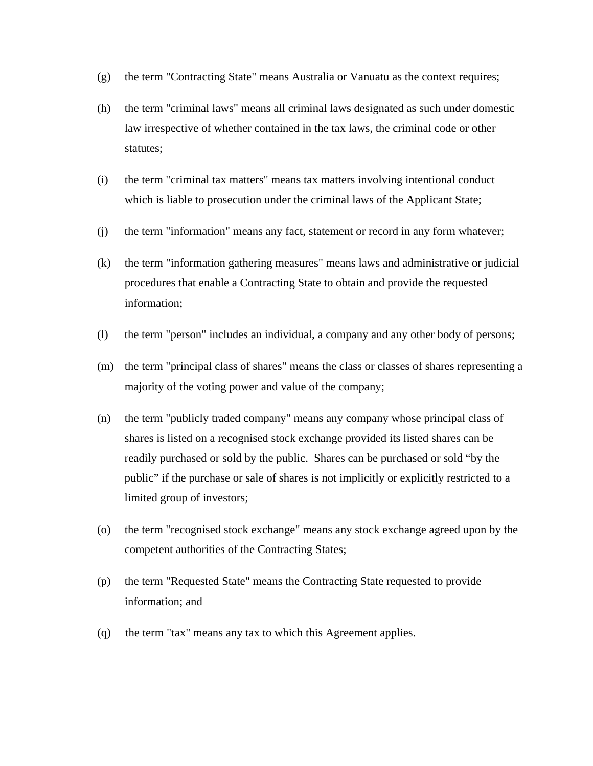(g) the term "Contracting State" means Australia or Vanuatu as the context requires;

(h) the term "criminal laws" means all criminal laws designated as such under domestic law irrespective of whether contained in the tax laws, the criminal code or other statutes;

(i) the term "criminal tax matters" means tax matters involving intentional conduct which is liable to prosecution under the criminal laws of the Applicant State;

(j) the term "information" means any fact, statement or record in any form whatever;

(k) the term "information gathering measures" means laws and administrative or judicial procedures that enable a Contracting State to obtain and provide the requested information;

(l) the term "person" includes an individual, a company and any other body of persons;

(m) the term "principal class of shares" means the class or classes of shares representing a majority of the voting power and value of the company;

(n) the term "publicly traded company" means any company whose principal class of shares is listed on a recognised stock exchange provided its listed shares can be readily purchased or sold by the public. Shares can be purchased or sold "by the public" if the purchase or sale of shares is not implicitly or explicitly restricted to a limited group of investors;

(o) the term "recognised stock exchange" means any stock exchange agreed upon by the competent authorities of the Contracting States;

(p) the term "Requested State" means the Contracting State requested to provide information; and

(q) the term "tax" means any tax to which this Agreement applies.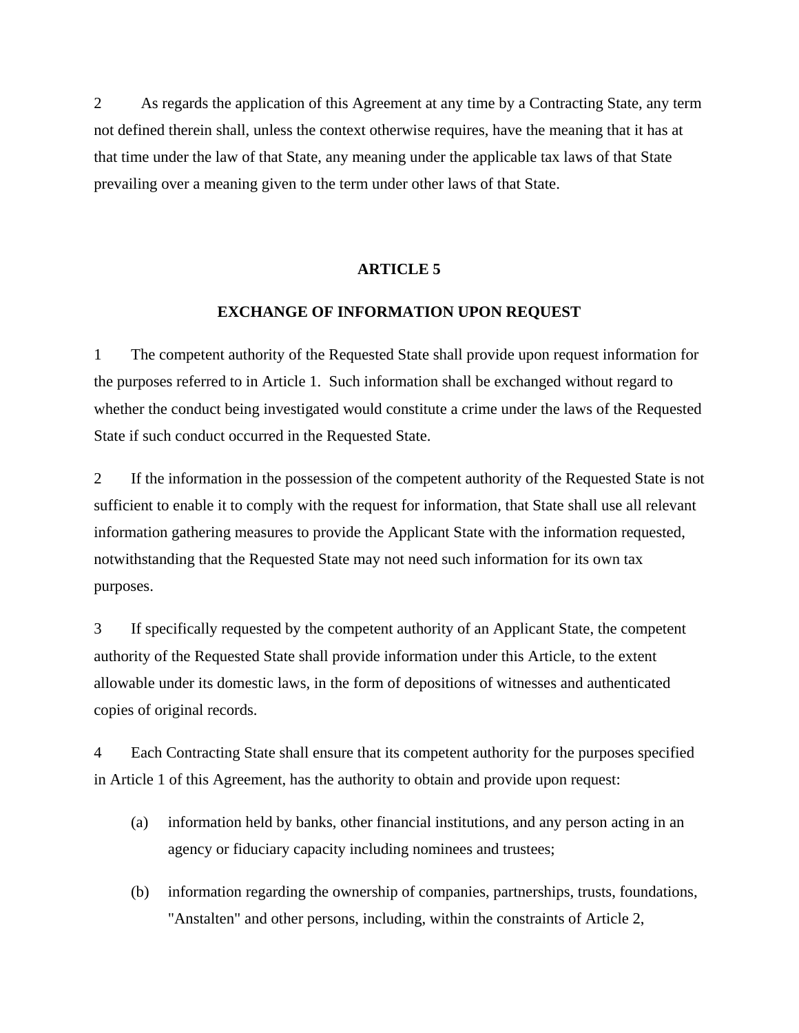2 As regards the application of this Agreement at any time by a Contracting State, any term not defined therein shall, unless the context otherwise requires, have the meaning that it has at that time under the law of that State, any meaning under the applicable tax laws of that State prevailing over a meaning given to the term under other laws of that State.

## ARTICLE 5

## EXCHANGE OF INFORMATION UPON REQUEST

1 The competent authority of the Requested State shall provide upon request information for the purposes referred to in Article 1. Such information shall be exchanged without regard to whether the conduct being investigated would constitute a crime under the laws of the Requested State if such conduct occurred in the Requested State.

2 If the information in the possession of the competent authority of the Requested State is not sufficient to enable it to comply with the request for information, that State shall use all relevant information gathering measures to provide the Applicant State with the information requested, notwithstanding that the Requested State may not need such information for its own tax purposes.

3 If specifically requested by the competent authority of an Applicant State, the competent authority of the Requested State shall provide information under this Article, to the extent allowable under its domestic laws, in the form of depositions of witnesses and authenticated copies of original records.

4 Each Contracting State shall ensure that its competent authority for the purposes specified in Article 1 of this Agreement, has the authority to obtain and provide upon request:

(a) information held by banks, other financial institutions, and any person acting in an agency or fiduciary capacity including nominees and trustees;

(b) information regarding the ownership of companies, partnerships, trusts, foundations, "Anstalten" and other persons, including, within the constraints of Article 2,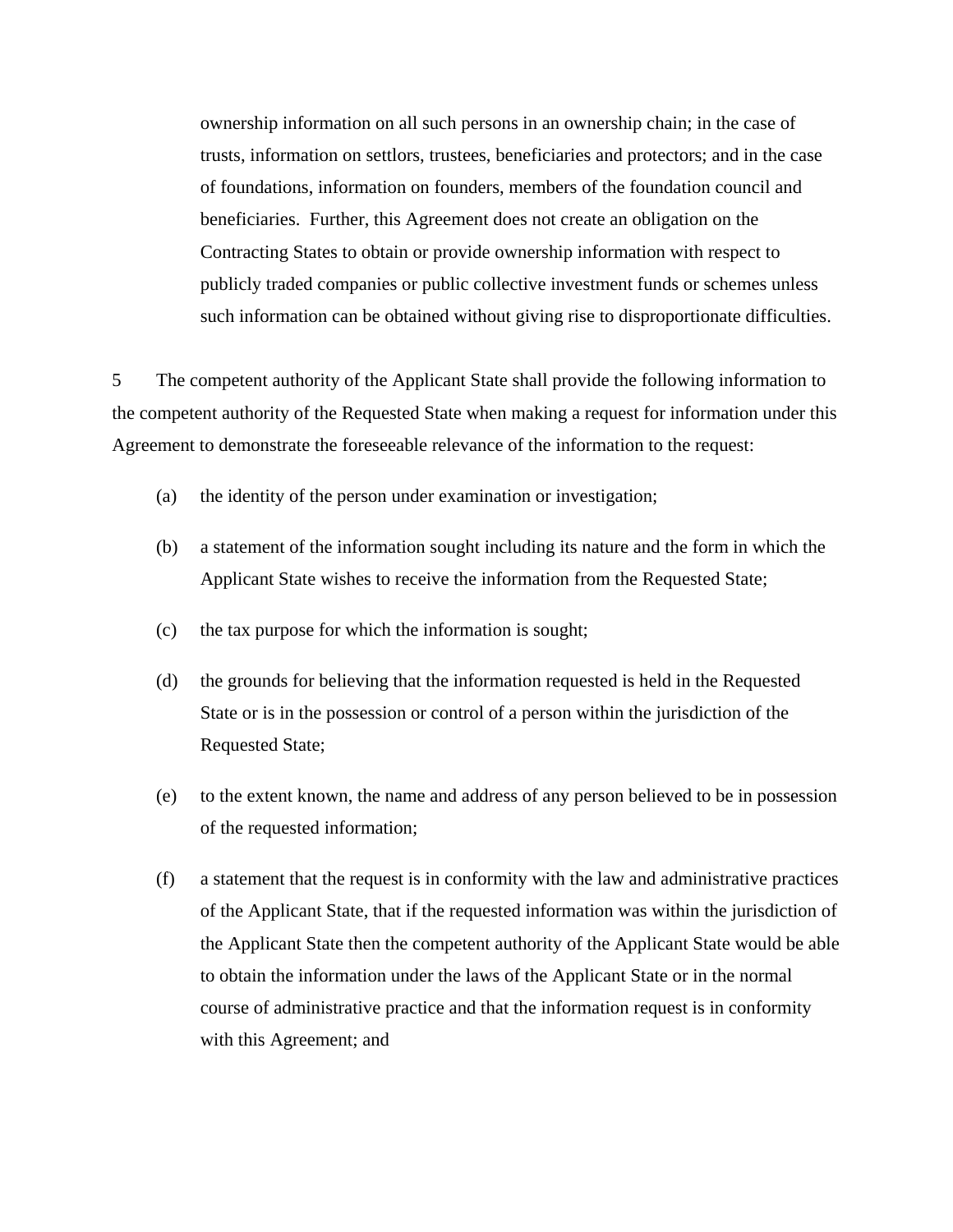ownership information on all such persons in an ownership chain; in the case of trusts, information on settlors, trustees, beneficiaries and protectors; and in the case of foundations, information on founders, members of the foundation council and beneficiaries.  Further, this Agreement does not create an obligation on the Contracting States to obtain or provide ownership information with respect to publicly traded companies or public collective investment funds or schemes unless such information can be obtained without giving rise to disproportionate difficulties.

5 The competent authority of the Applicant State shall provide the following information to the competent authority of the Requested State when making a request for information under this Agreement to demonstrate the foreseeable relevance of the information to the request:

(a) the identity of the person under examination or investigation;

(b) a statement of the information sought including its nature and the form in which the Applicant State wishes to receive the information from the Requested State;

(c) the tax purpose for which the information is sought;

(d) the grounds for believing that the information requested is held in the Requested State or is in the possession or control of a person within the jurisdiction of the Requested State;

(e) to the extent known, the name and address of any person believed to be in possession of the requested information;

(f) a statement that the request is in conformity with the law and administrative practices of the Applicant State, that if the requested information was within the jurisdiction of the Applicant State then the competent authority of the Applicant State would be able to obtain the information under the laws of the Applicant State or in the normal course of administrative practice and that the information request is in conformity with this Agreement; and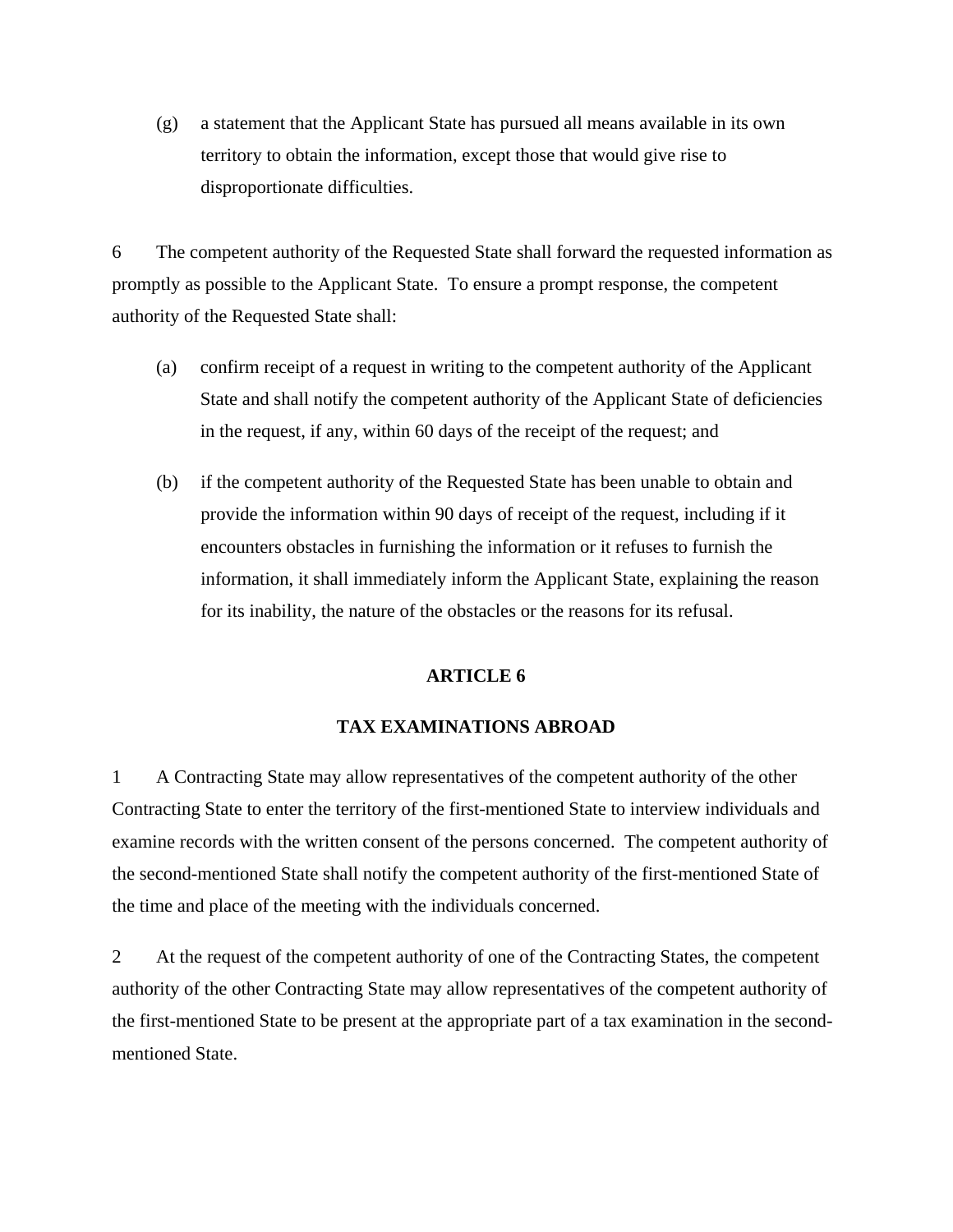(g) a statement that the Applicant State has pursued all means available in its own territory to obtain the information, except those that would give rise to disproportionate difficulties.

6 The competent authority of the Requested State shall forward the requested information as promptly as possible to the Applicant State. To ensure a prompt response, the competent authority of the Requested State shall:

(a) confirm receipt of a request in writing to the competent authority of the Applicant State and shall notify the competent authority of the Applicant State of deficiencies in the request, if any, within 60 days of the receipt of the request; and

(b) if the competent authority of the Requested State has been unable to obtain and provide the information within 90 days of receipt of the request, including if it encounters obstacles in furnishing the information or it refuses to furnish the information, it shall immediately inform the Applicant State, explaining the reason for its inability, the nature of the obstacles or the reasons for its refusal.

## ARTICLE 6

## TAX EXAMINATIONS ABROAD

1 A Contracting State may allow representatives of the competent authority of the other Contracting State to enter the territory of the first-mentioned State to interview individuals and examine records with the written consent of the persons concerned. The competent authority of the second-mentioned State shall notify the competent authority of the first-mentioned State of the time and place of the meeting with the individuals concerned.

2 At the request of the competent authority of one of the Contracting States, the competent authority of the other Contracting State may allow representatives of the competent authority of the first-mentioned State to be present at the appropriate part of a tax examination in the second-mentioned State.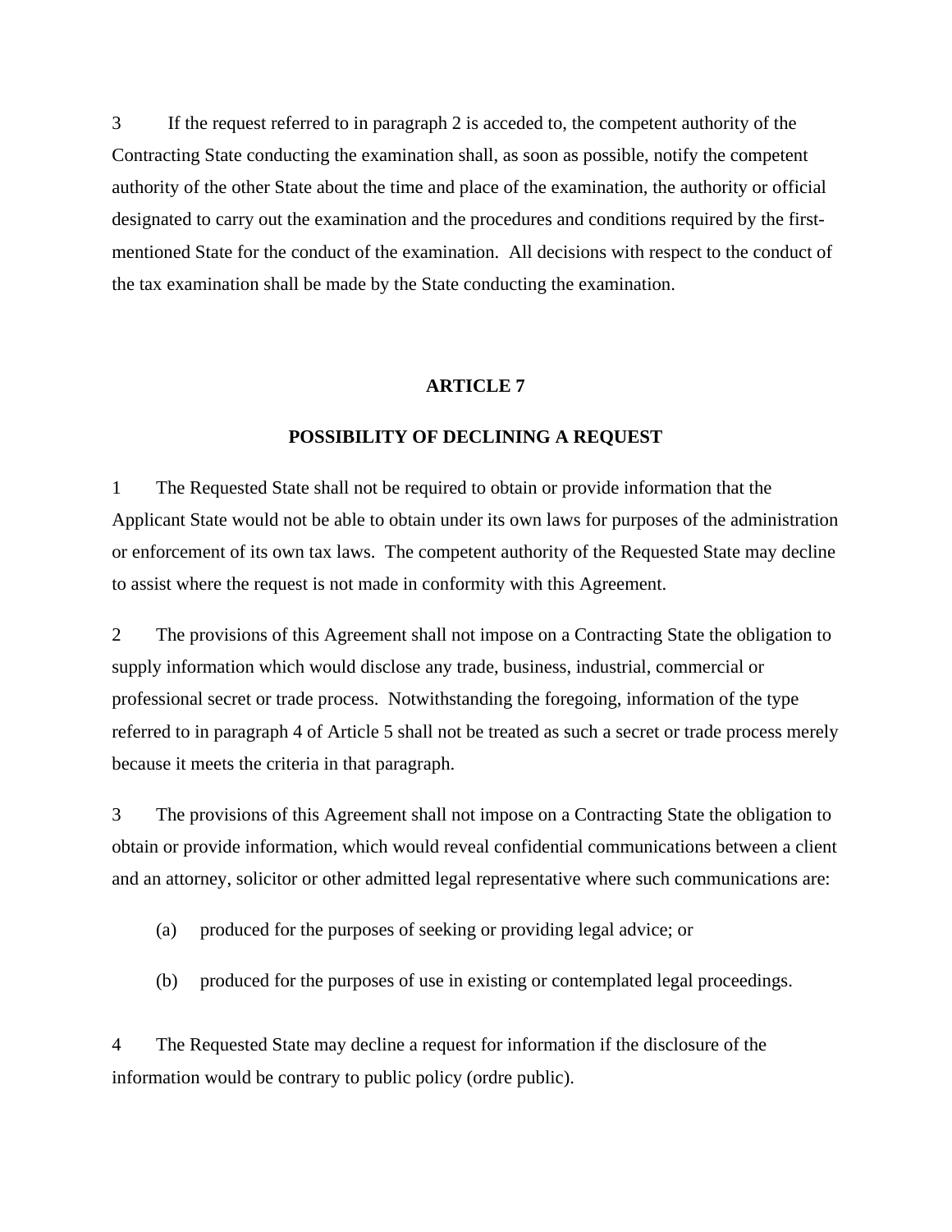3 If the request referred to in paragraph 2 is acceded to, the competent authority of the Contracting State conducting the examination shall, as soon as possible, notify the competent authority of the other State about the time and place of the examination, the authority or official designated to carry out the examination and the procedures and conditions required by the first-mentioned State for the conduct of the examination. All decisions with respect to the conduct of the tax examination shall be made by the State conducting the examination.

## ARTICLE 7

## POSSIBILITY OF DECLINING A REQUEST

1 The Requested State shall not be required to obtain or provide information that the Applicant State would not be able to obtain under its own laws for purposes of the administration or enforcement of its own tax laws. The competent authority of the Requested State may decline to assist where the request is not made in conformity with this Agreement.

2 The provisions of this Agreement shall not impose on a Contracting State the obligation to supply information which would disclose any trade, business, industrial, commercial or professional secret or trade process. Notwithstanding the foregoing, information of the type referred to in paragraph 4 of Article 5 shall not be treated as such a secret or trade process merely because it meets the criteria in that paragraph.

3 The provisions of this Agreement shall not impose on a Contracting State the obligation to obtain or provide information, which would reveal confidential communications between a client and an attorney, solicitor or other admitted legal representative where such communications are:

(a) produced for the purposes of seeking or providing legal advice; or

(b) produced for the purposes of use in existing or contemplated legal proceedings.

4 The Requested State may decline a request for information if the disclosure of the information would be contrary to public policy (ordre public).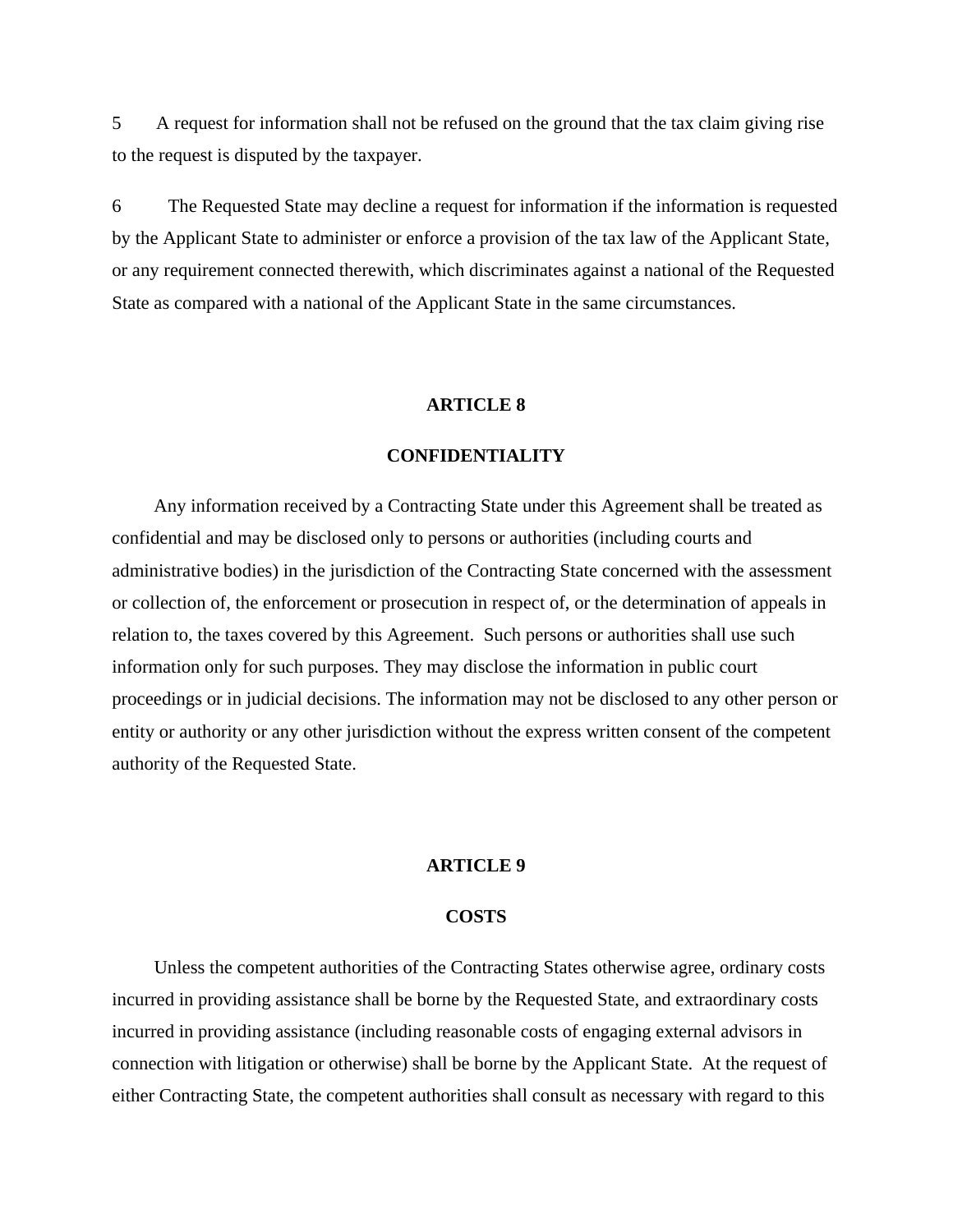5 A request for information shall not be refused on the ground that the tax claim giving rise to the request is disputed by the taxpayer.

6 The Requested State may decline a request for information if the information is requested by the Applicant State to administer or enforce a provision of the tax law of the Applicant State, or any requirement connected therewith, which discriminates against a national of the Requested State as compared with a national of the Applicant State in the same circumstances.

## ARTICLE 8

## CONFIDENTIALITY

Any information received by a Contracting State under this Agreement shall be treated as confidential and may be disclosed only to persons or authorities (including courts and administrative bodies) in the jurisdiction of the Contracting State concerned with the assessment or collection of, the enforcement or prosecution in respect of, or the determination of appeals in relation to, the taxes covered by this Agreement. Such persons or authorities shall use such information only for such purposes. They may disclose the information in public court proceedings or in judicial decisions. The information may not be disclosed to any other person or entity or authority or any other jurisdiction without the express written consent of the competent authority of the Requested State.

## ARTICLE 9

## COSTS

Unless the competent authorities of the Contracting States otherwise agree, ordinary costs incurred in providing assistance shall be borne by the Requested State, and extraordinary costs incurred in providing assistance (including reasonable costs of engaging external advisors in connection with litigation or otherwise) shall be borne by the Applicant State. At the request of either Contracting State, the competent authorities shall consult as necessary with regard to this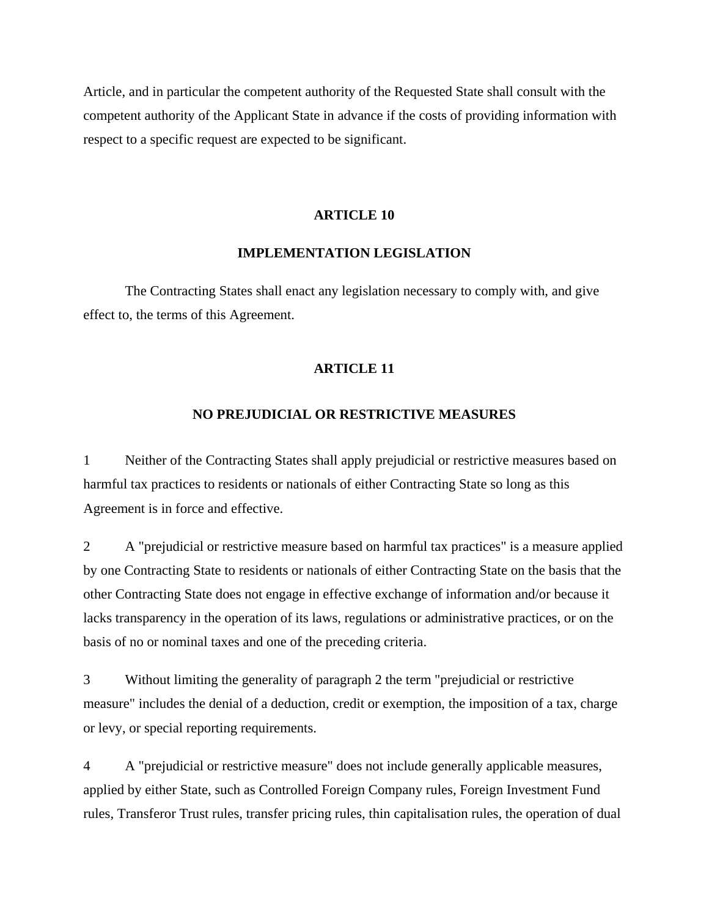Article, and in particular the competent authority of the Requested State shall consult with the competent authority of the Applicant State in advance if the costs of providing information with respect to a specific request are expected to be significant.

## ARTICLE 10

## IMPLEMENTATION LEGISLATION

The Contracting States shall enact any legislation necessary to comply with, and give effect to, the terms of this Agreement.

## ARTICLE 11

## NO PREJUDICIAL OR RESTRICTIVE MEASURES

1 Neither of the Contracting States shall apply prejudicial or restrictive measures based on harmful tax practices to residents or nationals of either Contracting State so long as this Agreement is in force and effective.

2 A "prejudicial or restrictive measure based on harmful tax practices" is a measure applied by one Contracting State to residents or nationals of either Contracting State on the basis that the other Contracting State does not engage in effective exchange of information and/or because it lacks transparency in the operation of its laws, regulations or administrative practices, or on the basis of no or nominal taxes and one of the preceding criteria.

3 Without limiting the generality of paragraph 2 the term "prejudicial or restrictive measure" includes the denial of a deduction, credit or exemption, the imposition of a tax, charge or levy, or special reporting requirements.

4 A "prejudicial or restrictive measure" does not include generally applicable measures, applied by either State, such as Controlled Foreign Company rules, Foreign Investment Fund rules, Transferor Trust rules, transfer pricing rules, thin capitalisation rules, the operation of dual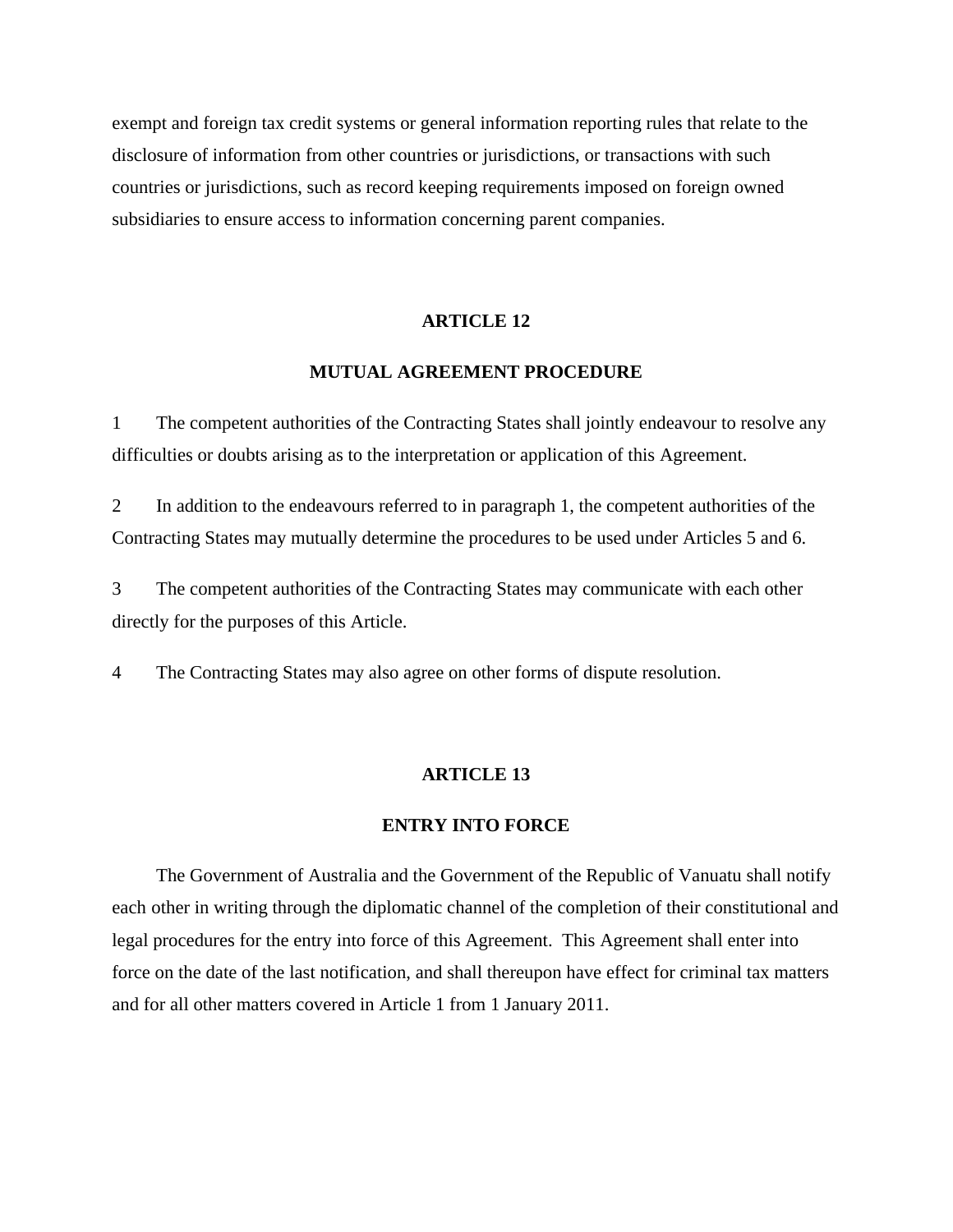exempt and foreign tax credit systems or general information reporting rules that relate to the disclosure of information from other countries or jurisdictions, or transactions with such countries or jurisdictions, such as record keeping requirements imposed on foreign owned subsidiaries to ensure access to information concerning parent companies.

## ARTICLE 12

## MUTUAL AGREEMENT PROCEDURE

1 The competent authorities of the Contracting States shall jointly endeavour to resolve any difficulties or doubts arising as to the interpretation or application of this Agreement.

2 In addition to the endeavours referred to in paragraph 1, the competent authorities of the Contracting States may mutually determine the procedures to be used under Articles 5 and 6.

3 The competent authorities of the Contracting States may communicate with each other directly for the purposes of this Article.

4 The Contracting States may also agree on other forms of dispute resolution.

## ARTICLE 13

## ENTRY INTO FORCE

The Government of Australia and the Government of the Republic of Vanuatu shall notify each other in writing through the diplomatic channel of the completion of their constitutional and legal procedures for the entry into force of this Agreement. This Agreement shall enter into force on the date of the last notification, and shall thereupon have effect for criminal tax matters and for all other matters covered in Article 1 from 1 January 2011.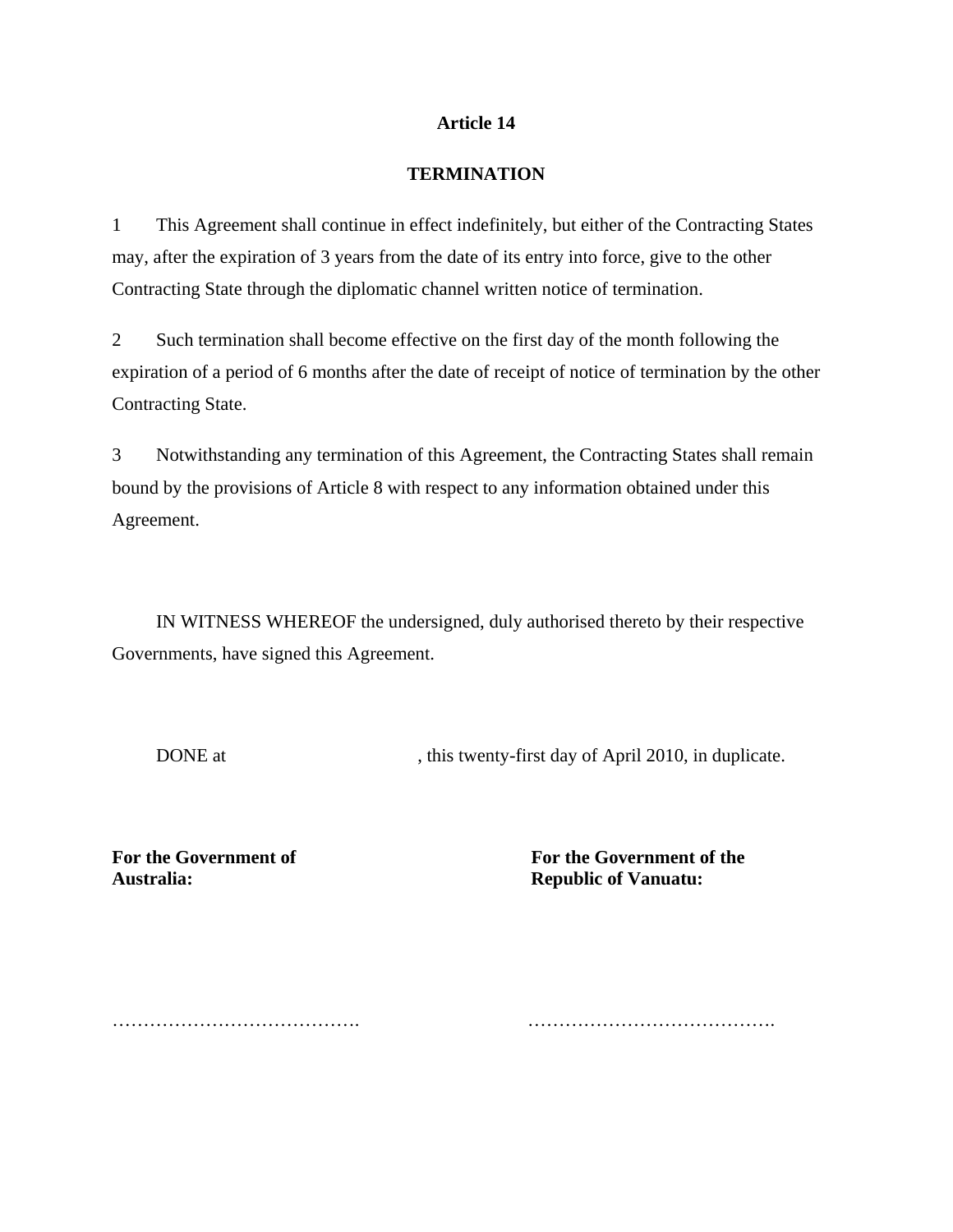## Article 14

## TERMINATION

1 This Agreement shall continue in effect indefinitely, but either of the Contracting States may, after the expiration of 3 years from the date of its entry into force, give to the other Contracting State through the diplomatic channel written notice of termination.

2 Such termination shall become effective on the first day of the month following the expiration of a period of 6 months after the date of receipt of notice of termination by the other Contracting State.

3 Notwithstanding any termination of this Agreement, the Contracting States shall remain bound by the provisions of Article 8 with respect to any information obtained under this Agreement.

IN WITNESS WHEREOF the undersigned, duly authorised thereto by their respective Governments, have signed this Agreement.

DONE at , this twenty-first day of April 2010, in duplicate.

| | |
|---|---|
| **For the Government of Australia:** | **For the Government of the Republic of Vanuatu:** |
| …………………………………. | …………………………………. |